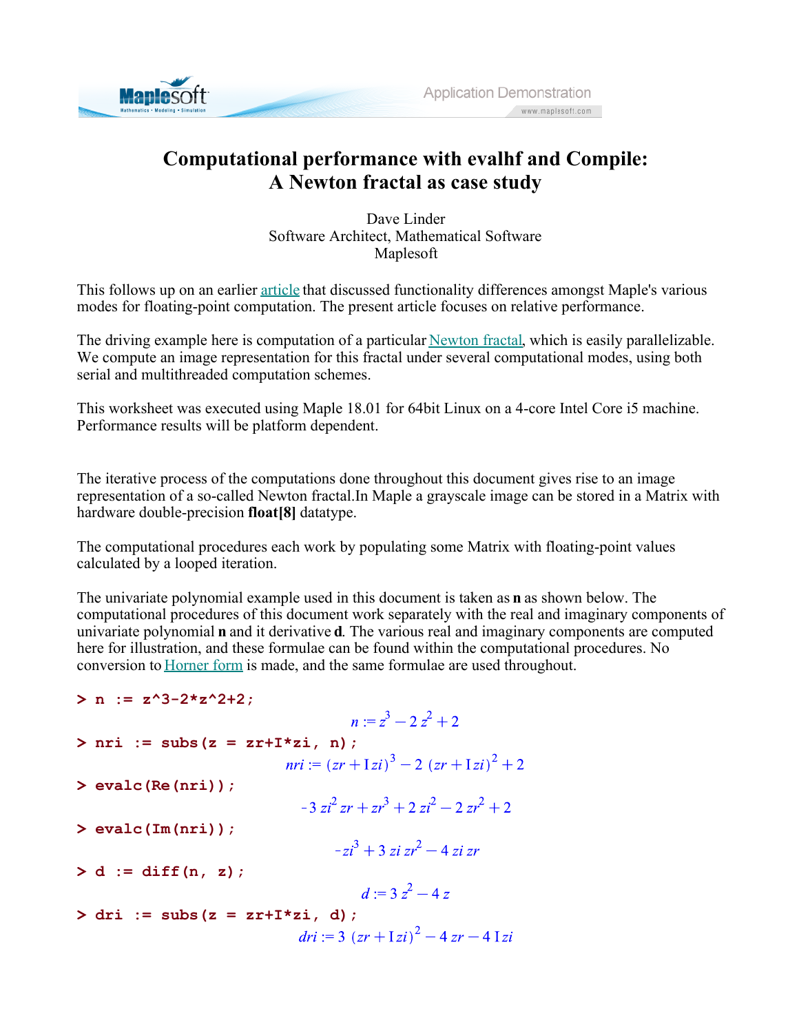# Computational performance with evalhf and Compile: A Newton fractal as case study

Dave Linder
Software Architect, Mathematical Software
Maplesoft

This follows up on an earlier article that discussed functionality differences amongst Maple's various modes for floating-point computation. The present article focuses on relative performance.

The driving example here is computation of a particular Newton fractal, which is easily parallelizable. We compute an image representation for this fractal under several computational modes, using both serial and multithreaded computation schemes.

This worksheet was executed using Maple 18.01 for 64bit Linux on a 4-core Intel Core i5 machine. Performance results will be platform dependent.

The iterative process of the computations done throughout this document gives rise to an image representation of a so-called Newton fractal.In Maple a grayscale image can be stored in a Matrix with hardware double-precision **float[8]** datatype.

The computational procedures each work by populating some Matrix with floating-point values calculated by a looped iteration.

The univariate polynomial example used in this document is taken as **n** as shown below. The computational procedures of this document work separately with the real and imaginary components of univariate polynomial **n** and it derivative **d**. The various real and imaginary components are computed here for illustration, and these formulae can be found within the computational procedures. No conversion to Horner form is made, and the same formulae are used throughout.

```
> n := z^3-2*z^2+2;
```

$$n := z^3 - 2\,z^2 + 2$$

```
> nri := subs(z = zr+I*zi, n);
```

$$nri := (zr + \mathrm{I}\,zi)^3 - 2\,(zr + \mathrm{I}\,zi)^2 + 2$$

```
> evalc(Re(nri));
```

$$-3\,zi^2\,zr + zr^3 + 2\,zi^2 - 2\,zr^2 + 2$$

```
> evalc(Im(nri));
```

$$-zi^3 + 3\,zi\,zr^2 - 4\,zi\,zr$$

```
> d := diff(n, z);
```

$$d := 3\,z^2 - 4\,z$$

```
> dri := subs(z = zr+I*zi, d);
```

$$dri := 3\,(zr + \mathrm{I}\,zi)^2 - 4\,zr - 4\,\mathrm{I}\,zi$$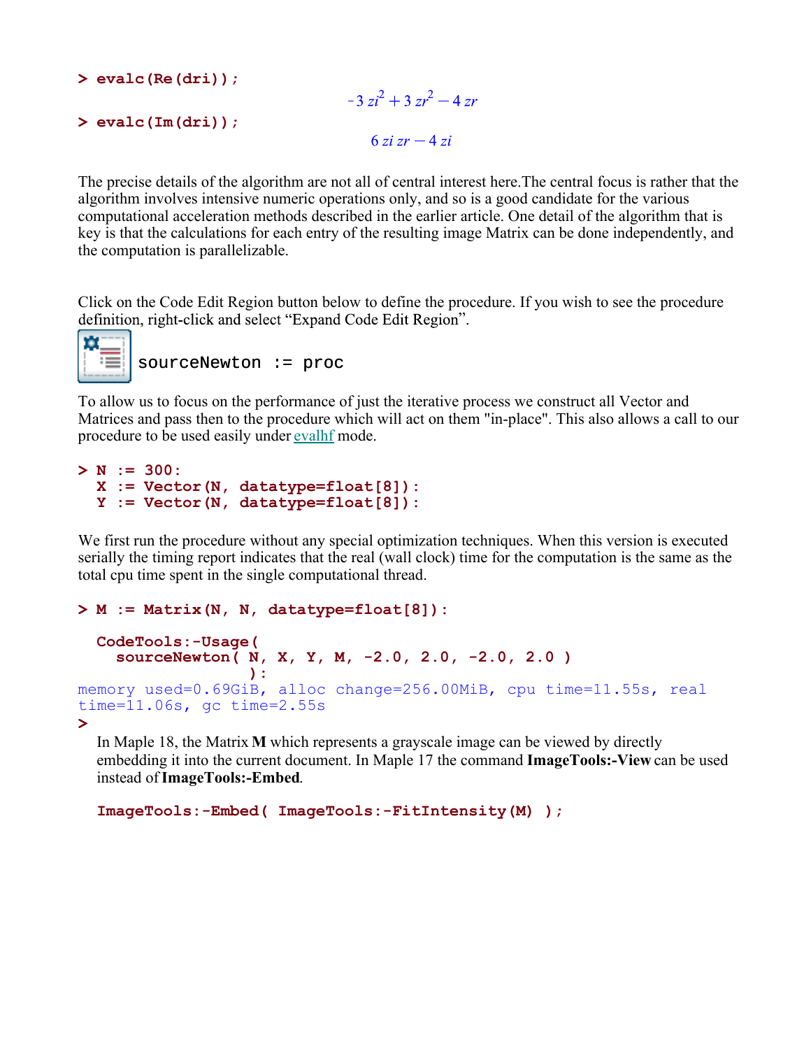```
> evalc(Re(dri));
```

$$-3\, zi^2 + 3\, zr^2 - 4\, zr$$

```
> evalc(Im(dri));
```

$$6\, zi\, zr - 4\, zi$$

The precise details of the algorithm are not all of central interest here.The central focus is rather that the algorithm involves intensive numeric operations only, and so is a good candidate for the various computational acceleration methods described in the earlier article. One detail of the algorithm that is key is that the calculations for each entry of the resulting image Matrix can be done independently, and the computation is parallelizable.

Click on the Code Edit Region button below to define the procedure. If you wish to see the procedure definition, right-click and select "Expand Code Edit Region".

```
sourceNewton := proc
```

To allow us to focus on the performance of just the iterative process we construct all Vector and Matrices and pass then to the procedure which will act on them "in-place". This also allows a call to our procedure to be used easily under evalhf mode.

```
> N := 300:
  X := Vector(N, datatype=float[8]):
  Y := Vector(N, datatype=float[8]):
```

We first run the procedure without any special optimization techniques. When this version is executed serially the timing report indicates that the real (wall clock) time for the computation is the same as the total cpu time spent in the single computational thread.

```
> M := Matrix(N, N, datatype=float[8]):

  CodeTools:-Usage(
    sourceNewton( N, X, Y, M, -2.0, 2.0, -2.0, 2.0 )
                  ):
memory used=0.69GiB, alloc change=256.00MiB, cpu time=11.55s, real time=11.06s, gc time=2.55s
>
```

In Maple 18, the Matrix **M** which represents a grayscale image can be viewed by directly embedding it into the current document. In Maple 17 the command **ImageTools:-View** can be used instead of **ImageTools:-Embed**.

```
ImageTools:-Embed( ImageTools:-FitIntensity(M) );
```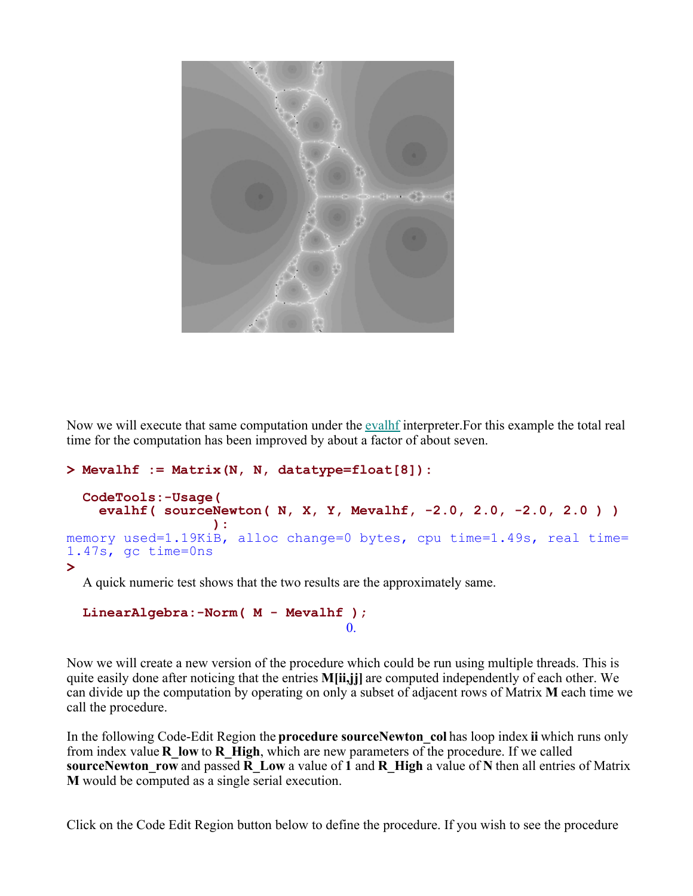Now we will execute that same computation under the evalhf interpreter.For this example the total real time for the computation has been improved by about a factor of about seven.

```
> Mevalhf := Matrix(N, N, datatype=float[8]):

  CodeTools:-Usage(
    evalhf( sourceNewton( N, X, Y, Mevalhf, -2.0, 2.0, -2.0, 2.0 ) )
                  ):
memory used=1.19KiB, alloc change=0 bytes, cpu time=1.49s, real time=
1.47s, gc time=0ns
>
```

A quick numeric test shows that the two results are the approximately same.

```
  LinearAlgebra:-Norm( M - Mevalhf );
                                        0.
```

Now we will create a new version of the procedure which could be run using multiple threads. This is quite easily done after noticing that the entries **M[ii,jj]** are computed independently of each other. We can divide up the computation by operating on only a subset of adjacent rows of Matrix **M** each time we call the procedure.

In the following Code-Edit Region the **procedure sourceNewton_col** has loop index **ii** which runs only from index value **R_low** to **R_High**, which are new parameters of the procedure. If we called **sourceNewton_row** and passed **R_Low** a value of **1** and **R_High** a value of **N** then all entries of Matrix **M** would be computed as a single serial execution.

Click on the Code Edit Region button below to define the procedure. If you wish to see the procedure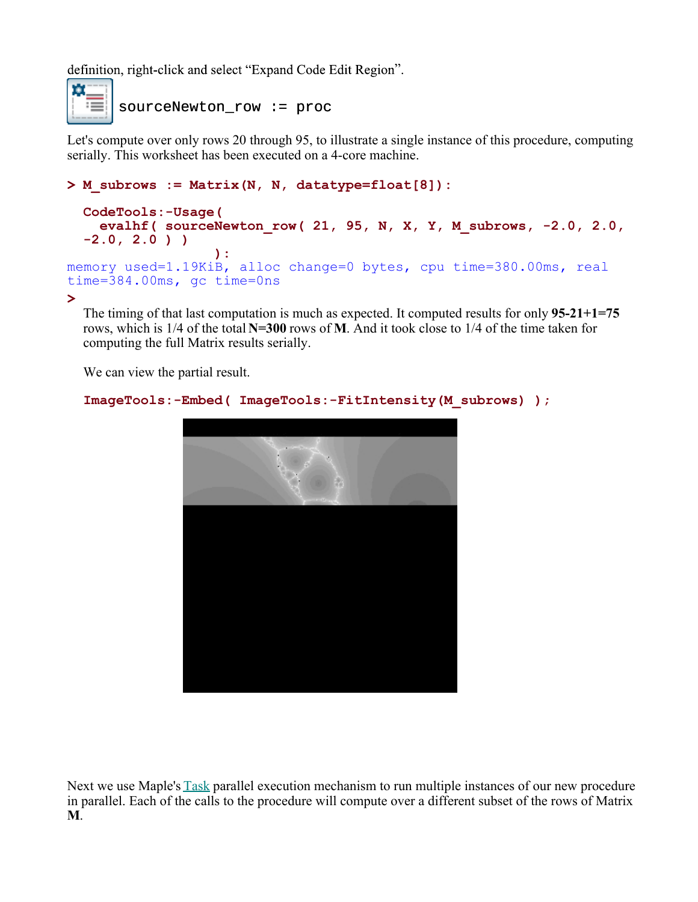definition, right-click and select “Expand Code Edit Region”.

```
sourceNewton_row := proc
```

Let's compute over only rows 20 through 95, to illustrate a single instance of this procedure, computing serially. This worksheet has been executed on a 4-core machine.

```
> M_subrows := Matrix(N, N, datatype=float[8]):

  CodeTools:-Usage(
    evalhf( sourceNewton_row( 21, 95, N, X, Y, M_subrows, -2.0, 2.0,
  -2.0, 2.0 ) )
                ):
memory used=1.19KiB, alloc change=0 bytes, cpu time=380.00ms, real
time=384.00ms, gc time=0ns
>
```

The timing of that last computation is much as expected. It computed results for only **95-21+1=75** rows, which is 1/4 of the total **N=300** rows of **M**. And it took close to 1/4 of the time taken for computing the full Matrix results serially.

We can view the partial result.

```
ImageTools:-Embed( ImageTools:-FitIntensity(M_subrows) );
```

Next we use Maple's Task parallel execution mechanism to run multiple instances of our new procedure in parallel. Each of the calls to the procedure will compute over a different subset of the rows of Matrix **M**.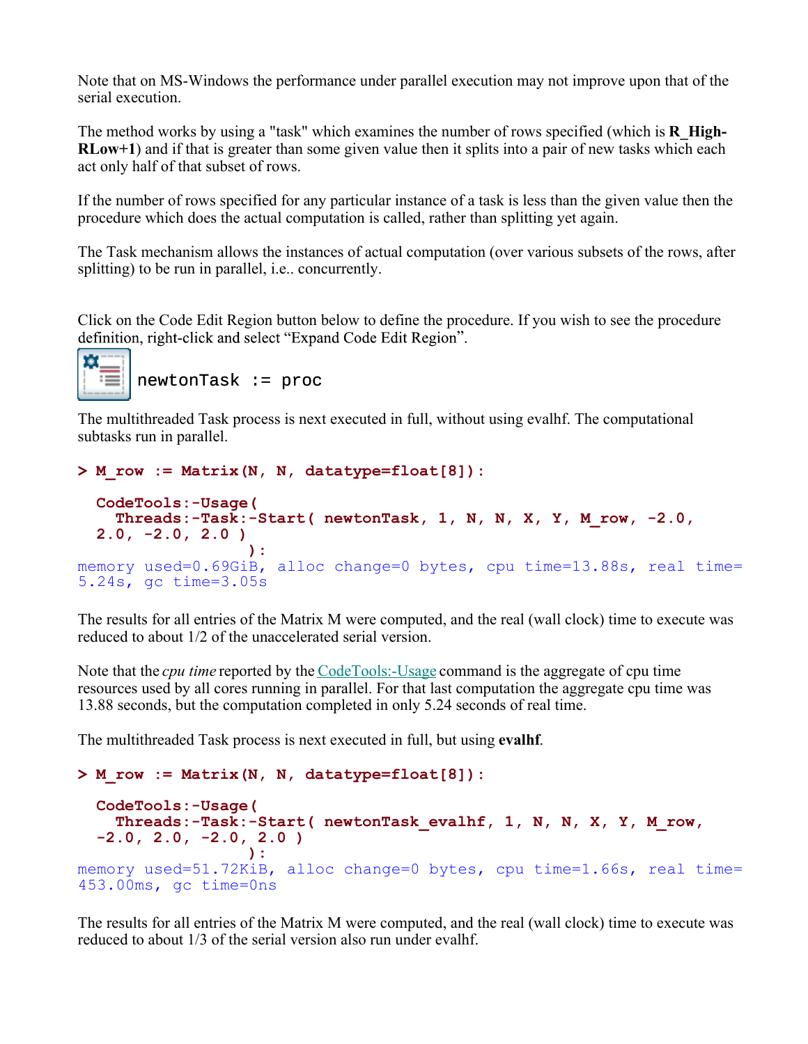Note that on MS-Windows the performance under parallel execution may not improve upon that of the serial execution.

The method works by using a "task" which examines the number of rows specified (which is **R_High-RLow+1**) and if that is greater than some given value then it splits into a pair of new tasks which each act only half of that subset of rows.

If the number of rows specified for any particular instance of a task is less than the given value then the procedure which does the actual computation is called, rather than splitting yet again.

The Task mechanism allows the instances of actual computation (over various subsets of the rows, after splitting) to be run in parallel, i.e.. concurrently.

Click on the Code Edit Region button below to define the procedure. If you wish to see the procedure definition, right-click and select "Expand Code Edit Region".

```
newtonTask := proc
```

The multithreaded Task process is next executed in full, without using evalhf. The computational subtasks run in parallel.

```
> M_row := Matrix(N, N, datatype=float[8]):

  CodeTools:-Usage(
    Threads:-Task:-Start( newtonTask, 1, N, N, X, Y, M_row, -2.0,
  2.0, -2.0, 2.0 )
                  ):
memory used=0.69GiB, alloc change=0 bytes, cpu time=13.88s, real time=
5.24s, gc time=3.05s
```

The results for all entries of the Matrix M were computed, and the real (wall clock) time to execute was reduced to about 1/2 of the unaccelerated serial version.

Note that the *cpu time* reported by the CodeTools:-Usage command is the aggregate of cpu time resources used by all cores running in parallel. For that last computation the aggregate cpu time was 13.88 seconds, but the computation completed in only 5.24 seconds of real time.

The multithreaded Task process is next executed in full, but using **evalhf**.

```
> M_row := Matrix(N, N, datatype=float[8]):

  CodeTools:-Usage(
    Threads:-Task:-Start( newtonTask_evalhf, 1, N, N, X, Y, M_row,
  -2.0, 2.0, -2.0, 2.0 )
                  ):
memory used=51.72KiB, alloc change=0 bytes, cpu time=1.66s, real time=
453.00ms, gc time=0ns
```

The results for all entries of the Matrix M were computed, and the real (wall clock) time to execute was reduced to about 1/3 of the serial version also run under evalhf.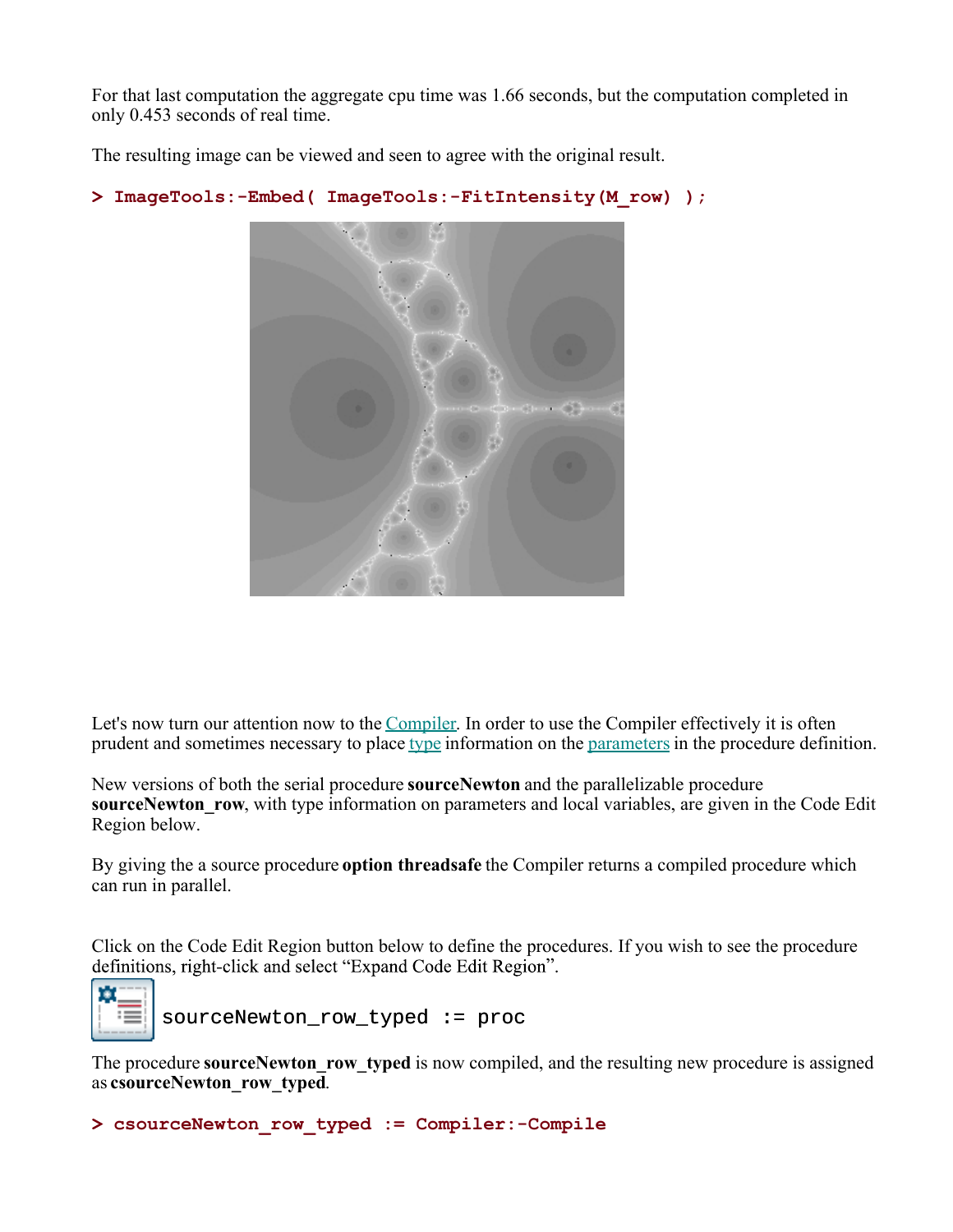For that last computation the aggregate cpu time was 1.66 seconds, but the computation completed in only 0.453 seconds of real time.

The resulting image can be viewed and seen to agree with the original result.

```
> ImageTools:-Embed( ImageTools:-FitIntensity(M_row) );
```

Let's now turn our attention now to the Compiler. In order to use the Compiler effectively it is often prudent and sometimes necessary to place type information on the parameters in the procedure definition.

New versions of both the serial procedure **sourceNewton** and the parallelizable procedure **sourceNewton_row**, with type information on parameters and local variables, are given in the Code Edit Region below.

By giving the a source procedure **option threadsafe** the Compiler returns a compiled procedure which can run in parallel.

Click on the Code Edit Region button below to define the procedures. If you wish to see the procedure definitions, right-click and select "Expand Code Edit Region".

```
sourceNewton_row_typed := proc
```

The procedure **sourceNewton_row_typed** is now compiled, and the resulting new procedure is assigned as **csourceNewton_row_typed**.

```
> csourceNewton_row_typed := Compiler:-Compile
```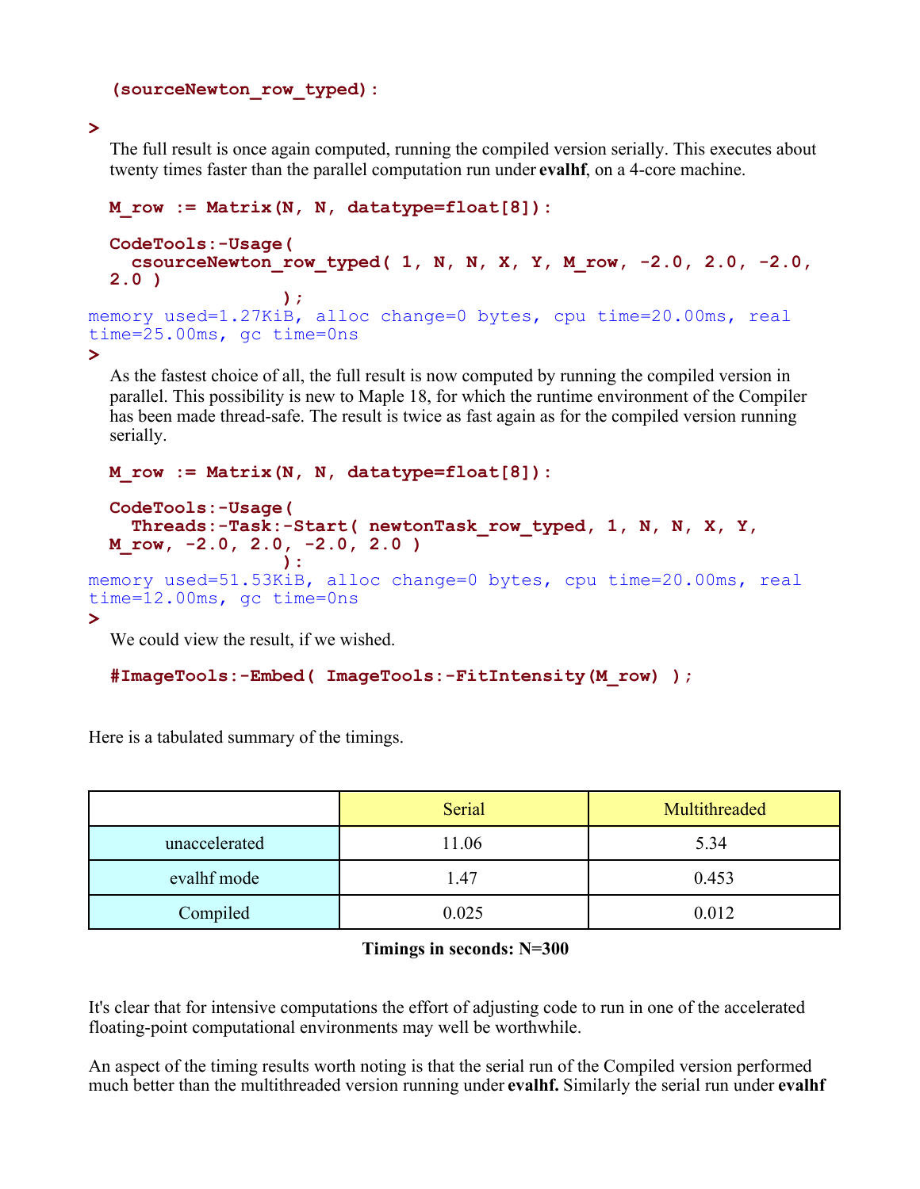```
(sourceNewton_row_typed):
```

The full result is once again computed, running the compiled version serially. This executes about twenty times faster than the parallel computation run under **evalhf**, on a 4-core machine.

```
M_row := Matrix(N, N, datatype=float[8]):

CodeTools:-Usage(
  csourceNewton_row_typed( 1, N, N, X, Y, M_row, -2.0, 2.0, -2.0, 2.0 )
                );
memory used=1.27KiB, alloc change=0 bytes, cpu time=20.00ms, real time=25.00ms, gc time=0ns
```

As the fastest choice of all, the full result is now computed by running the compiled version in parallel. This possibility is new to Maple 18, for which the runtime environment of the Compiler has been made thread-safe. The result is twice as fast again as for the compiled version running serially.

```
M_row := Matrix(N, N, datatype=float[8]):

CodeTools:-Usage(
  Threads:-Task:-Start( newtonTask_row_typed, 1, N, N, X, Y, M_row, -2.0, 2.0, -2.0, 2.0 )
                ):
memory used=51.53KiB, alloc change=0 bytes, cpu time=20.00ms, real time=12.00ms, gc time=0ns
```

We could view the result, if we wished.

```
#ImageTools:-Embed( ImageTools:-FitIntensity(M_row) );
```

Here is a tabulated summary of the timings.

| | Serial | Multithreaded |
|---|---|---|
| unaccelerated | 11.06 | 5.34 |
| evalhf mode | 1.47 | 0.453 |
| Compiled | 0.025 | 0.012 |

**Timings in seconds: N=300**

It's clear that for intensive computations the effort of adjusting code to run in one of the accelerated floating-point computational environments may well be worthwhile.

An aspect of the timing results worth noting is that the serial run of the Compiled version performed much better than the multithreaded version running under **evalhf.** Similarly the serial run under **evalhf**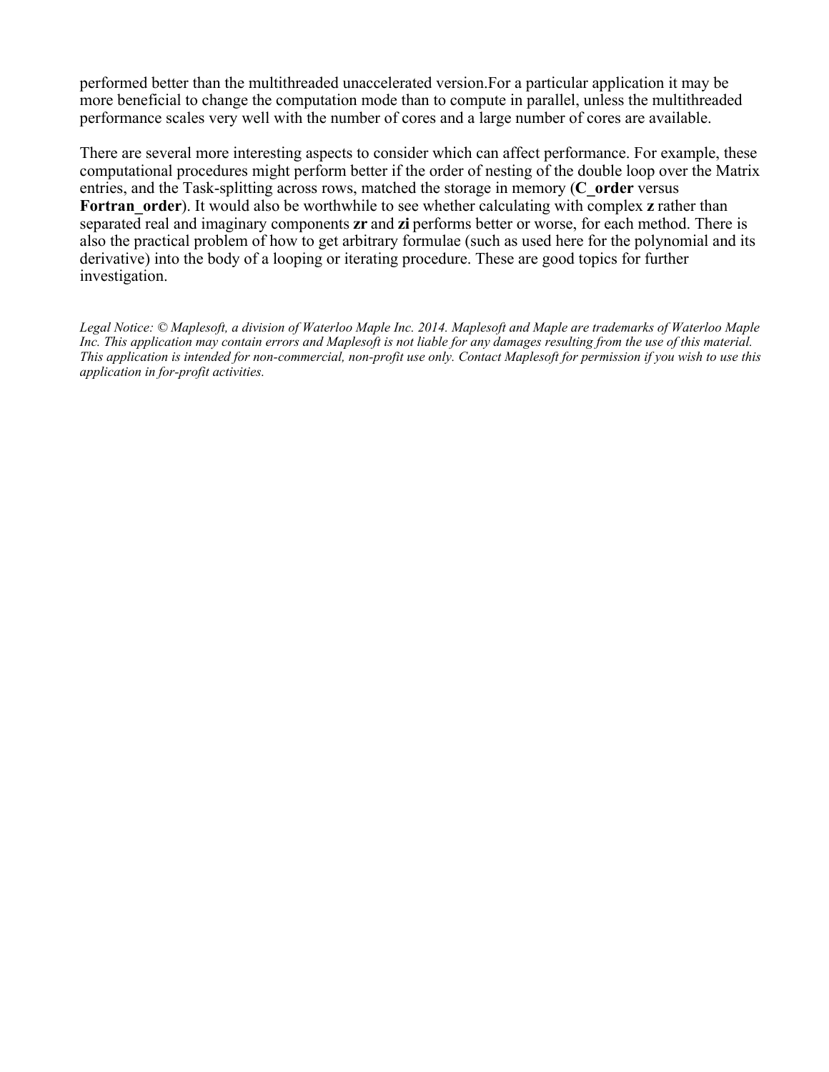performed better than the multithreaded unaccelerated version.For a particular application it may be more beneficial to change the computation mode than to compute in parallel, unless the multithreaded performance scales very well with the number of cores and a large number of cores are available.

There are several more interesting aspects to consider which can affect performance. For example, these computational procedures might perform better if the order of nesting of the double loop over the Matrix entries, and the Task-splitting across rows, matched the storage in memory (**C_order** versus **Fortran_order**). It would also be worthwhile to see whether calculating with complex **z** rather than separated real and imaginary components **zr** and **zi** performs better or worse, for each method. There is also the practical problem of how to get arbitrary formulae (such as used here for the polynomial and its derivative) into the body of a looping or iterating procedure. These are good topics for further investigation.

*Legal Notice: © Maplesoft, a division of Waterloo Maple Inc. 2014. Maplesoft and Maple are trademarks of Waterloo Maple Inc. This application may contain errors and Maplesoft is not liable for any damages resulting from the use of this material. This application is intended for non-commercial, non-profit use only. Contact Maplesoft for permission if you wish to use this application in for-profit activities.*